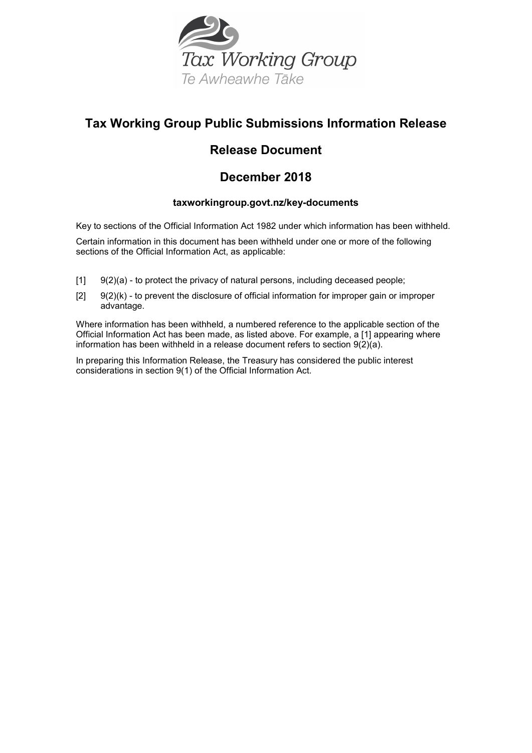Tax Working Group

Te Awheawhe Tāke

# Tax Working Group Public Submissions Information Release

## Release Document

## December 2018

**taxworkingroup.govt.nz/key-documents**

Key to sections of the Official Information Act 1982 under which information has been withheld.

Certain information in this document has been withheld under one or more of the following sections of the Official Information Act, as applicable:

[1] 9(2)(a) - to protect the privacy of natural persons, including deceased people;

[2] 9(2)(k) - to prevent the disclosure of official information for improper gain or improper advantage.

Where information has been withheld, a numbered reference to the applicable section of the Official Information Act has been made, as listed above. For example, a [1] appearing where information has been withheld in a release document refers to section 9(2)(a).

In preparing this Information Release, the Treasury has considered the public interest considerations in section 9(1) of the Official Information Act.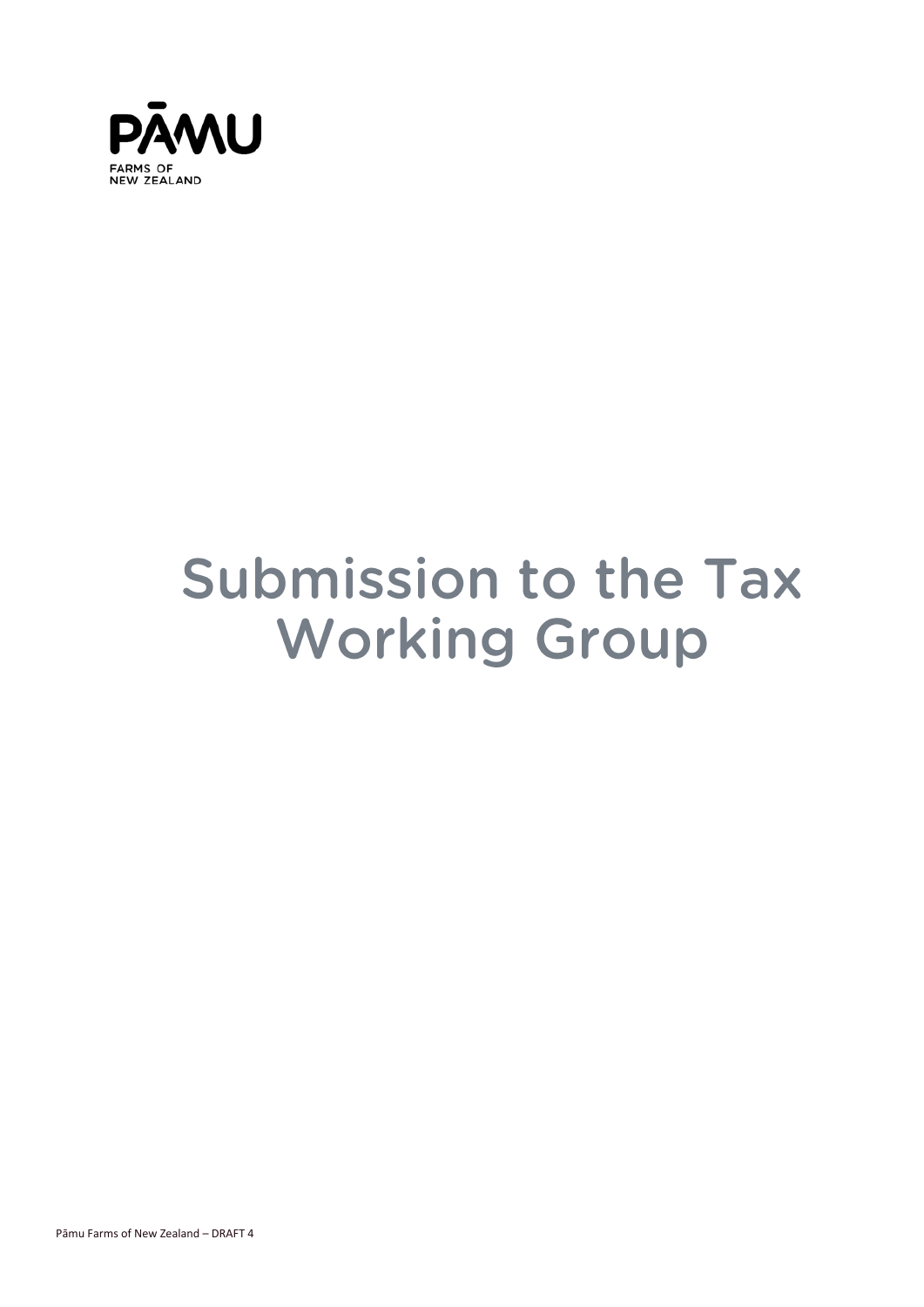PĀMU

FARMS OF NEW ZEALAND

# Submission to the Tax Working Group

Pāmu Farms of New Zealand – DRAFT 4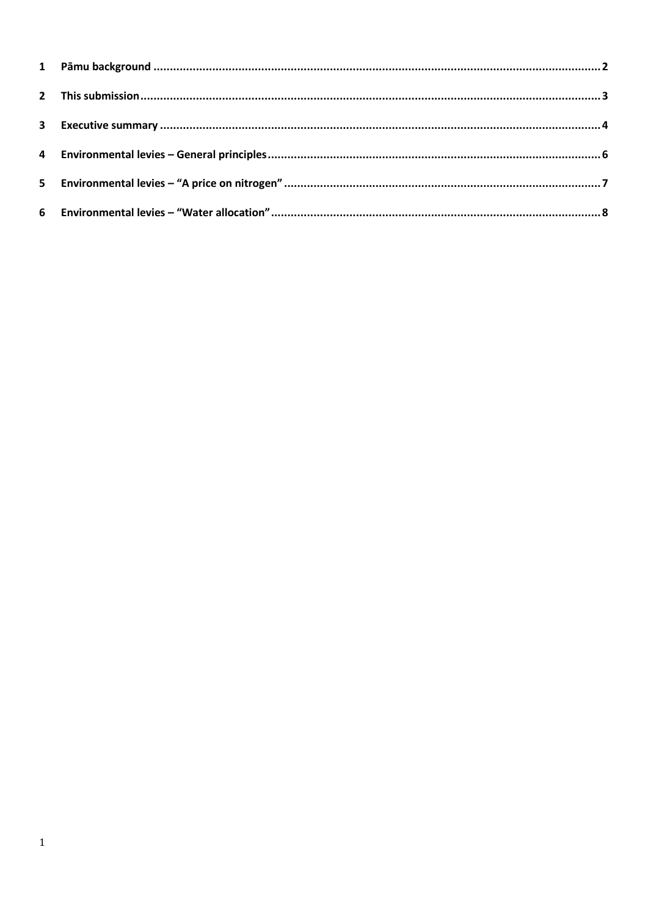1 Pāmu background ........................................................................................................................2

2 This submission..........................................................................................................................3

3 Executive summary .....................................................................................................................4

4 Environmental levies – General principles....................................................................................6

5 Environmental levies – "A price on nitrogen" ...............................................................................7

6 Environmental levies – "Water allocation"...................................................................................8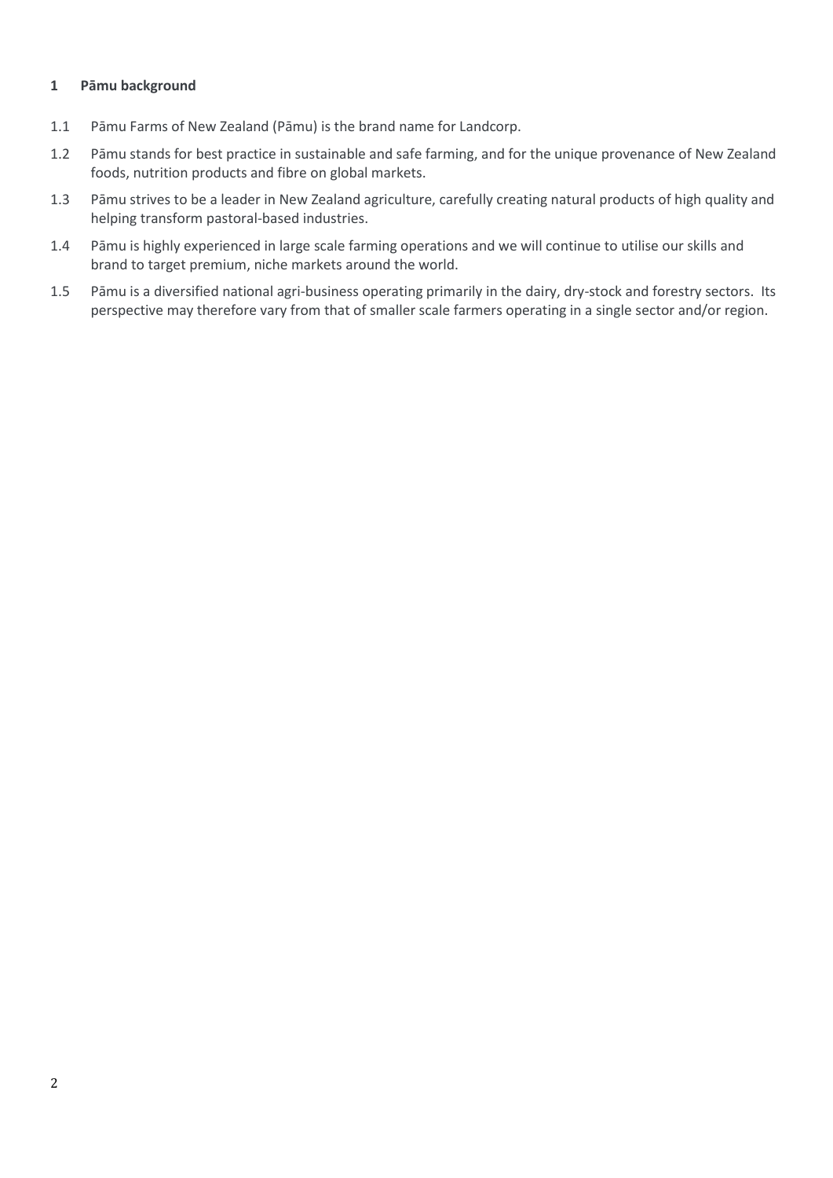## 1 Pāmu background

1.1 Pāmu Farms of New Zealand (Pāmu) is the brand name for Landcorp.

1.2 Pāmu stands for best practice in sustainable and safe farming, and for the unique provenance of New Zealand foods, nutrition products and fibre on global markets.

1.3 Pāmu strives to be a leader in New Zealand agriculture, carefully creating natural products of high quality and helping transform pastoral-based industries.

1.4 Pāmu is highly experienced in large scale farming operations and we will continue to utilise our skills and brand to target premium, niche markets around the world.

1.5 Pāmu is a diversified national agri-business operating primarily in the dairy, dry-stock and forestry sectors. Its perspective may therefore vary from that of smaller scale farmers operating in a single sector and/or region.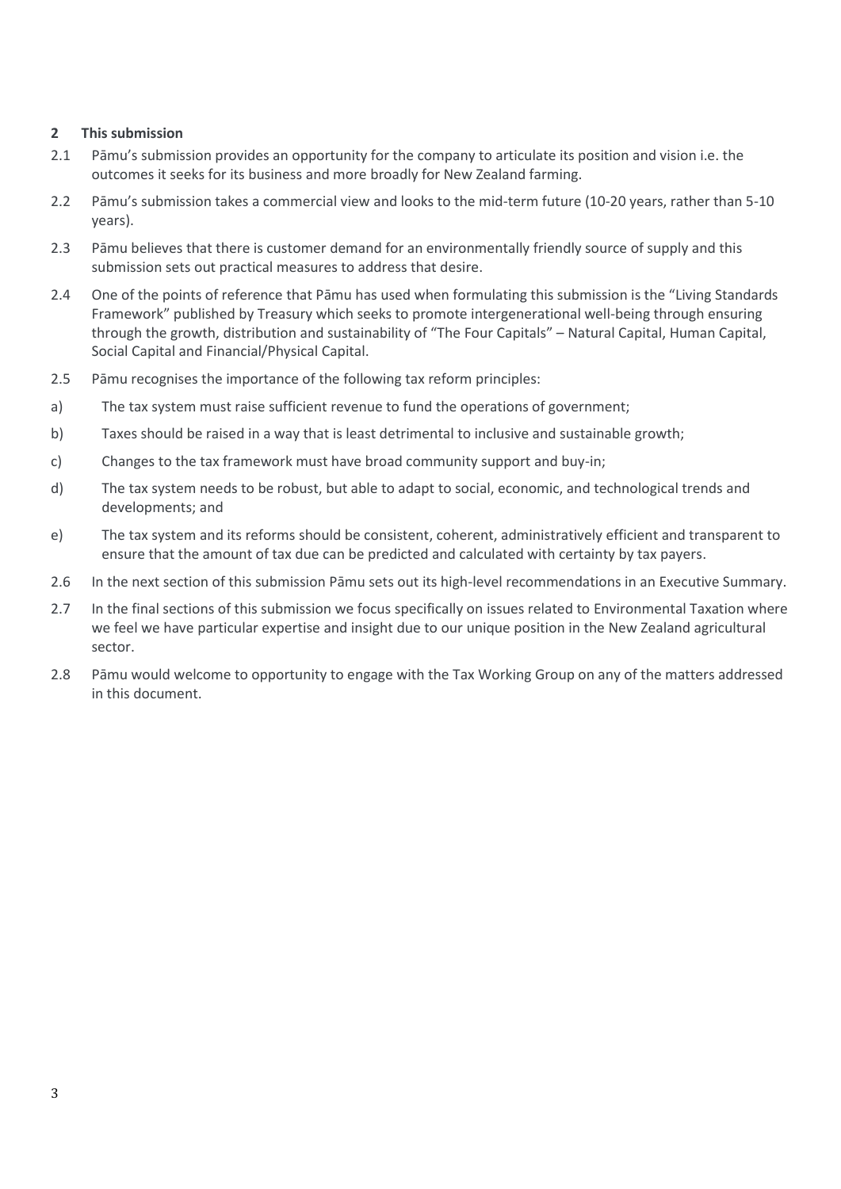## 2 This submission

2.1 Pāmu's submission provides an opportunity for the company to articulate its position and vision i.e. the outcomes it seeks for its business and more broadly for New Zealand farming.

2.2 Pāmu's submission takes a commercial view and looks to the mid-term future (10-20 years, rather than 5-10 years).

2.3 Pāmu believes that there is customer demand for an environmentally friendly source of supply and this submission sets out practical measures to address that desire.

2.4 One of the points of reference that Pāmu has used when formulating this submission is the "Living Standards Framework" published by Treasury which seeks to promote intergenerational well-being through ensuring through the growth, distribution and sustainability of "The Four Capitals" – Natural Capital, Human Capital, Social Capital and Financial/Physical Capital.

2.5 Pāmu recognises the importance of the following tax reform principles:

a) The tax system must raise sufficient revenue to fund the operations of government;

b) Taxes should be raised in a way that is least detrimental to inclusive and sustainable growth;

c) Changes to the tax framework must have broad community support and buy-in;

d) The tax system needs to be robust, but able to adapt to social, economic, and technological trends and developments; and

e) The tax system and its reforms should be consistent, coherent, administratively efficient and transparent to ensure that the amount of tax due can be predicted and calculated with certainty by tax payers.

2.6 In the next section of this submission Pāmu sets out its high-level recommendations in an Executive Summary.

2.7 In the final sections of this submission we focus specifically on issues related to Environmental Taxation where we feel we have particular expertise and insight due to our unique position in the New Zealand agricultural sector.

2.8 Pāmu would welcome to opportunity to engage with the Tax Working Group on any of the matters addressed in this document.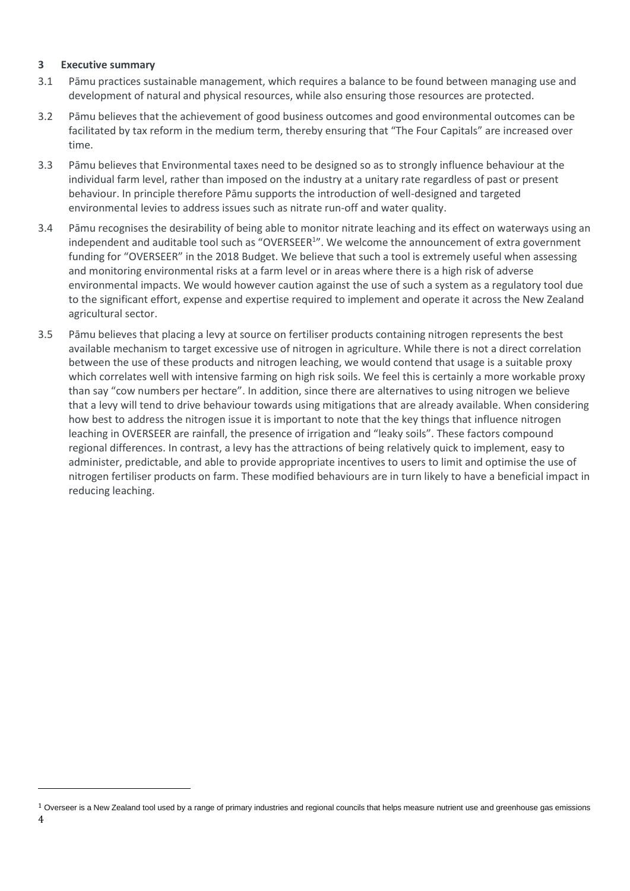## 3 Executive summary

3.1 Pāmu practices sustainable management, which requires a balance to be found between managing use and development of natural and physical resources, while also ensuring those resources are protected.

3.2 Pāmu believes that the achievement of good business outcomes and good environmental outcomes can be facilitated by tax reform in the medium term, thereby ensuring that "The Four Capitals" are increased over time.

3.3 Pāmu believes that Environmental taxes need to be designed so as to strongly influence behaviour at the individual farm level, rather than imposed on the industry at a unitary rate regardless of past or present behaviour. In principle therefore Pāmu supports the introduction of well-designed and targeted environmental levies to address issues such as nitrate run-off and water quality.

3.4 Pāmu recognises the desirability of being able to monitor nitrate leaching and its effect on waterways using an independent and auditable tool such as "OVERSEER[1]". We welcome the announcement of extra government funding for "OVERSEER" in the 2018 Budget. We believe that such a tool is extremely useful when assessing and monitoring environmental risks at a farm level or in areas where there is a high risk of adverse environmental impacts. We would however caution against the use of such a system as a regulatory tool due to the significant effort, expense and expertise required to implement and operate it across the New Zealand agricultural sector.

3.5 Pāmu believes that placing a levy at source on fertiliser products containing nitrogen represents the best available mechanism to target excessive use of nitrogen in agriculture. While there is not a direct correlation between the use of these products and nitrogen leaching, we would contend that usage is a suitable proxy which correlates well with intensive farming on high risk soils. We feel this is certainly a more workable proxy than say "cow numbers per hectare". In addition, since there are alternatives to using nitrogen we believe that a levy will tend to drive behaviour towards using mitigations that are already available. When considering how best to address the nitrogen issue it is important to note that the key things that influence nitrogen leaching in OVERSEER are rainfall, the presence of irrigation and "leaky soils". These factors compound regional differences. In contrast, a levy has the attractions of being relatively quick to implement, easy to administer, predictable, and able to provide appropriate incentives to users to limit and optimise the use of nitrogen fertiliser products on farm. These modified behaviours are in turn likely to have a beneficial impact in reducing leaching.

---

[1] Overseer is a New Zealand tool used by a range of primary industries and regional councils that helps measure nutrient use and greenhouse gas emissions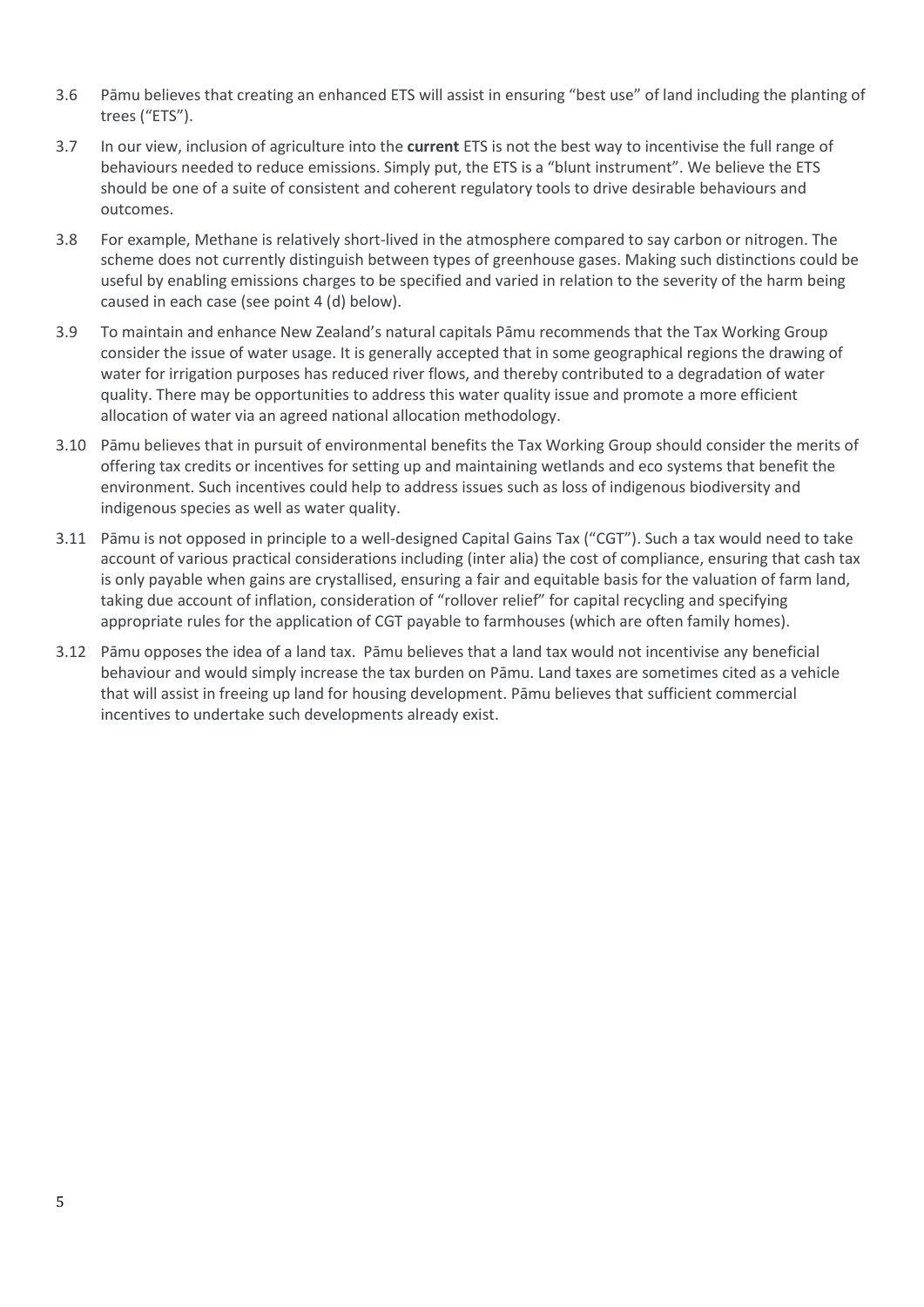3.6 Pāmu believes that creating an enhanced ETS will assist in ensuring "best use" of land including the planting of trees ("ETS").

3.7 In our view, inclusion of agriculture into the **current** ETS is not the best way to incentivise the full range of behaviours needed to reduce emissions. Simply put, the ETS is a "blunt instrument". We believe the ETS should be one of a suite of consistent and coherent regulatory tools to drive desirable behaviours and outcomes.

3.8 For example, Methane is relatively short-lived in the atmosphere compared to say carbon or nitrogen. The scheme does not currently distinguish between types of greenhouse gases. Making such distinctions could be useful by enabling emissions charges to be specified and varied in relation to the severity of the harm being caused in each case (see point 4 (d) below).

3.9 To maintain and enhance New Zealand's natural capitals Pāmu recommends that the Tax Working Group consider the issue of water usage. It is generally accepted that in some geographical regions the drawing of water for irrigation purposes has reduced river flows, and thereby contributed to a degradation of water quality. There may be opportunities to address this water quality issue and promote a more efficient allocation of water via an agreed national allocation methodology.

3.10 Pāmu believes that in pursuit of environmental benefits the Tax Working Group should consider the merits of offering tax credits or incentives for setting up and maintaining wetlands and eco systems that benefit the environment. Such incentives could help to address issues such as loss of indigenous biodiversity and indigenous species as well as water quality.

3.11 Pāmu is not opposed in principle to a well-designed Capital Gains Tax ("CGT"). Such a tax would need to take account of various practical considerations including (inter alia) the cost of compliance, ensuring that cash tax is only payable when gains are crystallised, ensuring a fair and equitable basis for the valuation of farm land, taking due account of inflation, consideration of "rollover relief" for capital recycling and specifying appropriate rules for the application of CGT payable to farmhouses (which are often family homes).

3.12 Pāmu opposes the idea of a land tax. Pāmu believes that a land tax would not incentivise any beneficial behaviour and would simply increase the tax burden on Pāmu. Land taxes are sometimes cited as a vehicle that will assist in freeing up land for housing development. Pāmu believes that sufficient commercial incentives to undertake such developments already exist.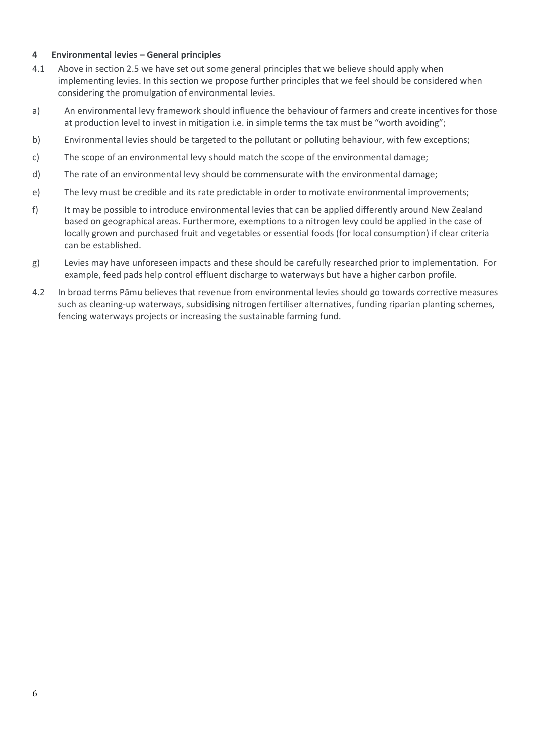## 4 Environmental levies – General principles

4.1 Above in section 2.5 we have set out some general principles that we believe should apply when implementing levies. In this section we propose further principles that we feel should be considered when considering the promulgation of environmental levies.

a) An environmental levy framework should influence the behaviour of farmers and create incentives for those at production level to invest in mitigation i.e. in simple terms the tax must be "worth avoiding";

b) Environmental levies should be targeted to the pollutant or polluting behaviour, with few exceptions;

c) The scope of an environmental levy should match the scope of the environmental damage;

d) The rate of an environmental levy should be commensurate with the environmental damage;

e) The levy must be credible and its rate predictable in order to motivate environmental improvements;

f) It may be possible to introduce environmental levies that can be applied differently around New Zealand based on geographical areas. Furthermore, exemptions to a nitrogen levy could be applied in the case of locally grown and purchased fruit and vegetables or essential foods (for local consumption) if clear criteria can be established.

g) Levies may have unforeseen impacts and these should be carefully researched prior to implementation. For example, feed pads help control effluent discharge to waterways but have a higher carbon profile.

4.2 In broad terms Pāmu believes that revenue from environmental levies should go towards corrective measures such as cleaning-up waterways, subsidising nitrogen fertiliser alternatives, funding riparian planting schemes, fencing waterways projects or increasing the sustainable farming fund.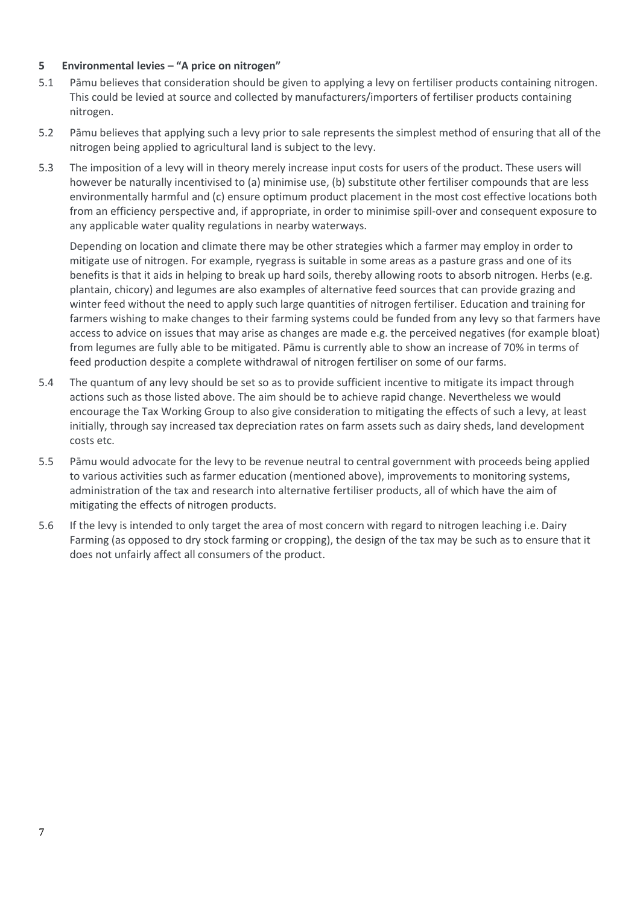## 5 Environmental levies – "A price on nitrogen"

5.1 Pāmu believes that consideration should be given to applying a levy on fertiliser products containing nitrogen. This could be levied at source and collected by manufacturers/importers of fertiliser products containing nitrogen.

5.2 Pāmu believes that applying such a levy prior to sale represents the simplest method of ensuring that all of the nitrogen being applied to agricultural land is subject to the levy.

5.3 The imposition of a levy will in theory merely increase input costs for users of the product. These users will however be naturally incentivised to (a) minimise use, (b) substitute other fertiliser compounds that are less environmentally harmful and (c) ensure optimum product placement in the most cost effective locations both from an efficiency perspective and, if appropriate, in order to minimise spill-over and consequent exposure to any applicable water quality regulations in nearby waterways.

Depending on location and climate there may be other strategies which a farmer may employ in order to mitigate use of nitrogen. For example, ryegrass is suitable in some areas as a pasture grass and one of its benefits is that it aids in helping to break up hard soils, thereby allowing roots to absorb nitrogen. Herbs (e.g. plantain, chicory) and legumes are also examples of alternative feed sources that can provide grazing and winter feed without the need to apply such large quantities of nitrogen fertiliser. Education and training for farmers wishing to make changes to their farming systems could be funded from any levy so that farmers have access to advice on issues that may arise as changes are made e.g. the perceived negatives (for example bloat) from legumes are fully able to be mitigated. Pāmu is currently able to show an increase of 70% in terms of feed production despite a complete withdrawal of nitrogen fertiliser on some of our farms.

5.4 The quantum of any levy should be set so as to provide sufficient incentive to mitigate its impact through actions such as those listed above. The aim should be to achieve rapid change. Nevertheless we would encourage the Tax Working Group to also give consideration to mitigating the effects of such a levy, at least initially, through say increased tax depreciation rates on farm assets such as dairy sheds, land development costs etc.

5.5 Pāmu would advocate for the levy to be revenue neutral to central government with proceeds being applied to various activities such as farmer education (mentioned above), improvements to monitoring systems, administration of the tax and research into alternative fertiliser products, all of which have the aim of mitigating the effects of nitrogen products.

5.6 If the levy is intended to only target the area of most concern with regard to nitrogen leaching i.e. Dairy Farming (as opposed to dry stock farming or cropping), the design of the tax may be such as to ensure that it does not unfairly affect all consumers of the product.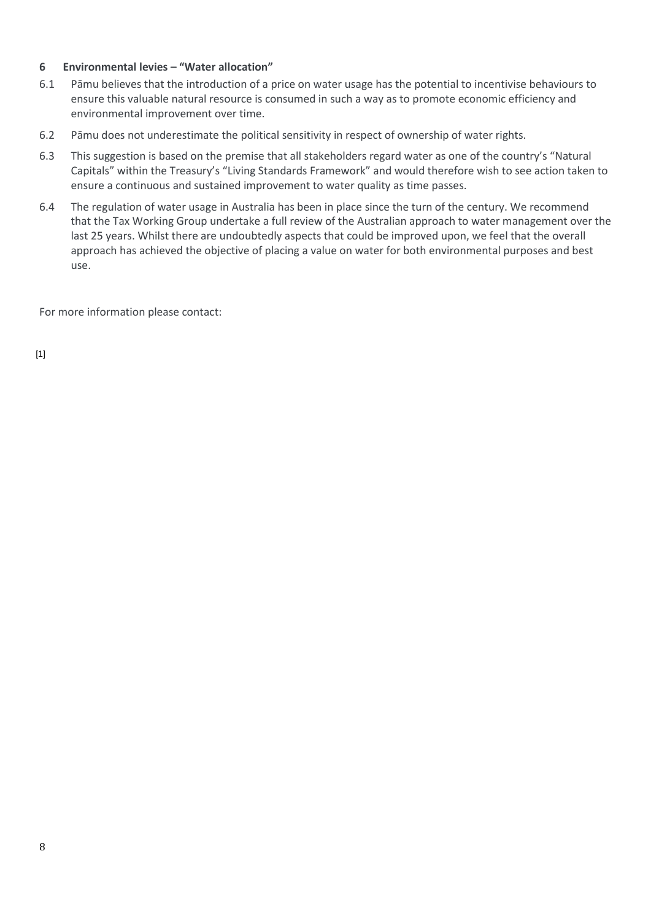## 6 Environmental levies – "Water allocation"

6.1 Pāmu believes that the introduction of a price on water usage has the potential to incentivise behaviours to ensure this valuable natural resource is consumed in such a way as to promote economic efficiency and environmental improvement over time.

6.2 Pāmu does not underestimate the political sensitivity in respect of ownership of water rights.

6.3 This suggestion is based on the premise that all stakeholders regard water as one of the country's "Natural Capitals" within the Treasury's "Living Standards Framework" and would therefore wish to see action taken to ensure a continuous and sustained improvement to water quality as time passes.

6.4 The regulation of water usage in Australia has been in place since the turn of the century. We recommend that the Tax Working Group undertake a full review of the Australian approach to water management over the last 25 years. Whilst there are undoubtedly aspects that could be improved upon, we feel that the overall approach has achieved the objective of placing a value on water for both environmental purposes and best use.

For more information please contact:

[1]